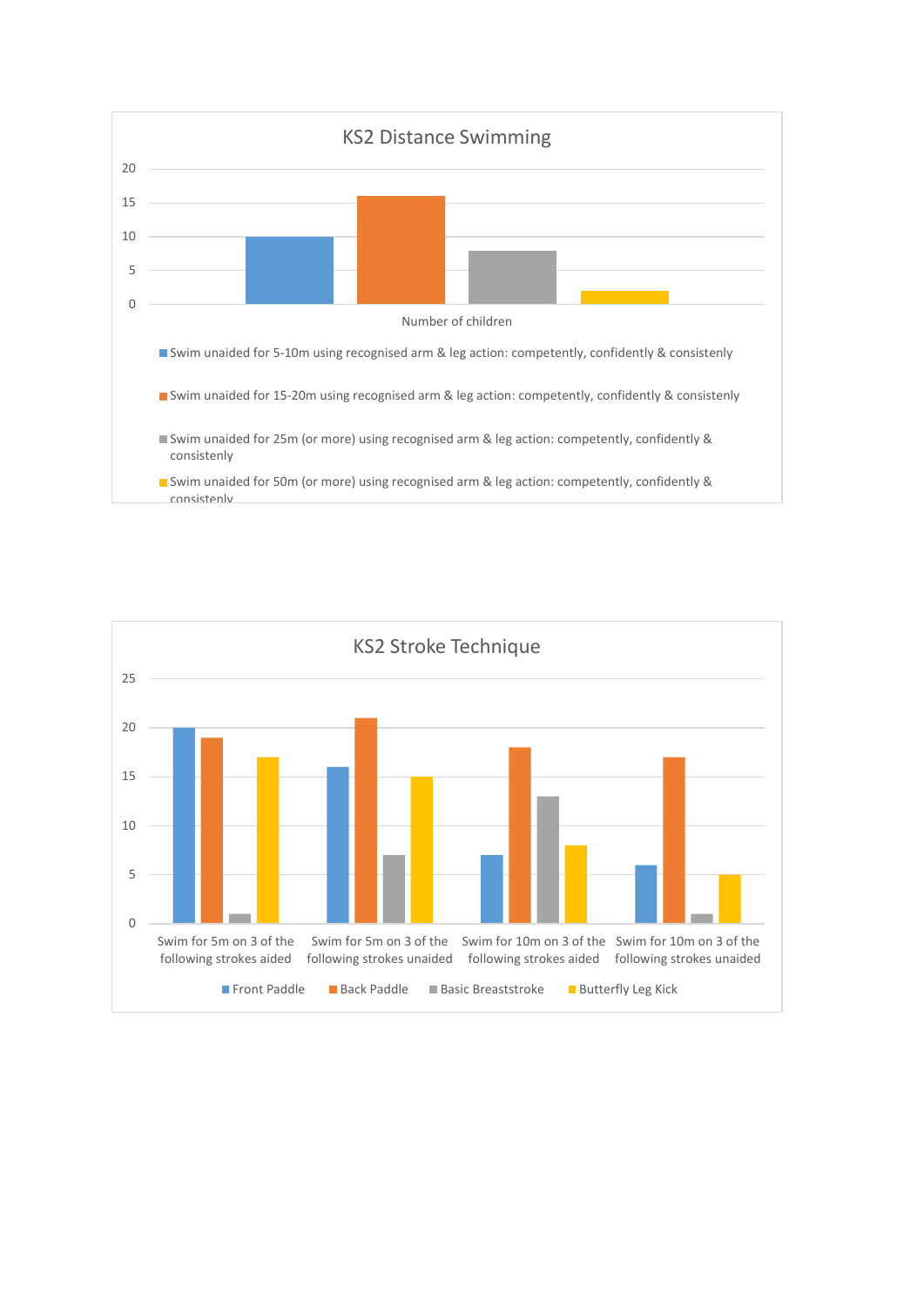## KS2 Distance Swimming

| Number of children | Value |
|---|---|
| Swim unaided for 5-10m using recognised arm & leg action: competently, confidently & consistenly | 10 |
| Swim unaided for 15-20m using recognised arm & leg action: competently, confidently & consistenly | 16 |
| Swim unaided for 25m (or more) using recognised arm & leg action: competently, confidently & consistenly | 8 |
| Swim unaided for 50m (or more) using recognised arm & leg action: competently, confidently & consistenly | 2 |

## KS2 Stroke Technique

| | Front Paddle | Back Paddle | Basic Breaststroke | Butterfly Leg Kick |
|---|---|---|---|---|
| Swim for 5m on 3 of the following strokes aided | 20 | 19 | 1 | 17 |
| Swim for 5m on 3 of the following strokes unaided | 16 | 21 | 7 | 15 |
| Swim for 10m on 3 of the following strokes aided | 7 | 18 | 13 | 8 |
| Swim for 10m on 3 of the following strokes unaided | 6 | 17 | 1 | 5 |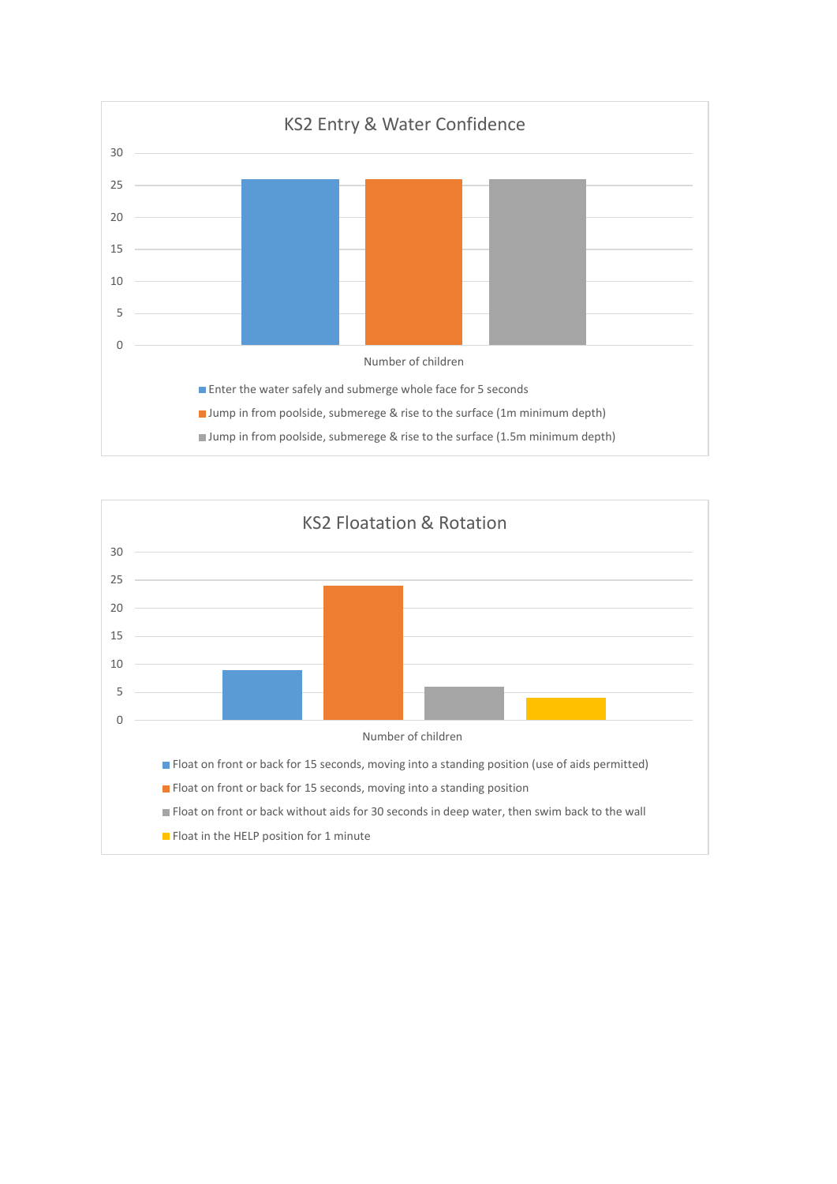## KS2 Entry & Water Confidence

| Number of children | Value |
|---|---|
| Enter the water safely and submerege whole face for 5 seconds | 26 |
| Jump in from poolside, submerege & rise to the surface (1m minimum depth) | 26 |
| Jump in from poolside, submerege & rise to the surface (1.5m minimum depth) | 26 |

## KS2 Floatation & Rotation

| Number of children | Value |
|---|---|
| Float on front or back for 15 seconds, moving into a standing position (use of aids permitted) | 9 |
| Float on front or back for 15 seconds, moving into a standing position | 24 |
| Float on front or back without aids for 30 seconds in deep water, then swim back to the wall | 6 |
| Float in the HELP position for 1 minute | 4 |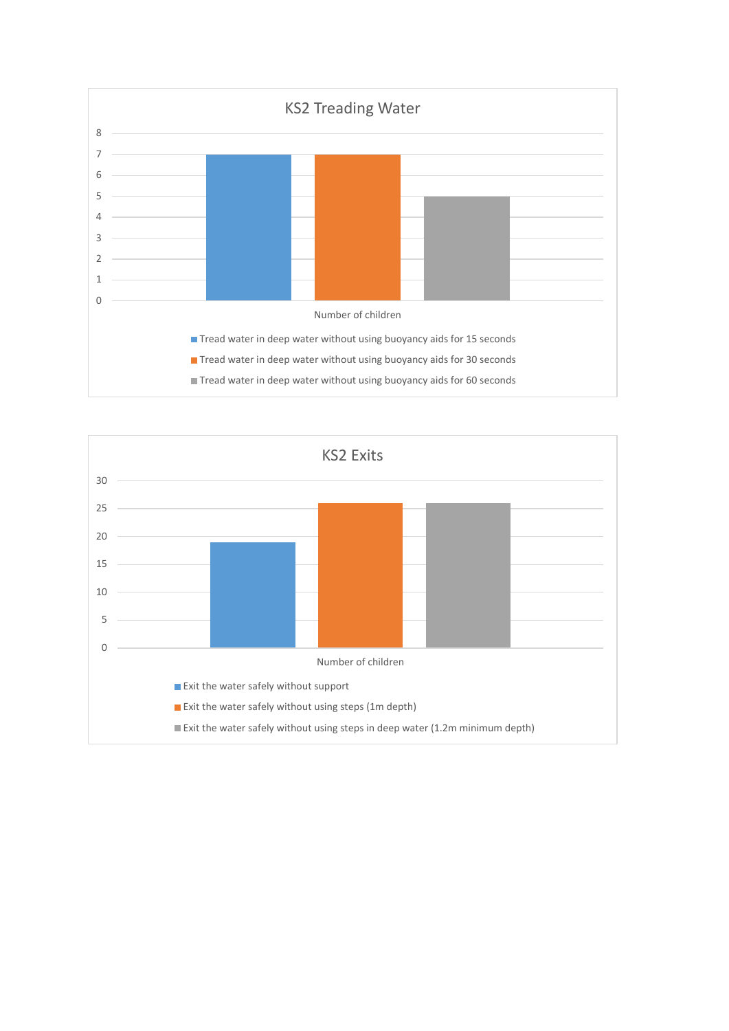KS2 Treading Water

8
7
6
5
4
3
2
1
0

Number of children

Tread water in deep water without using buoyancy aids for 15 seconds

Tread water in deep water without using buoyancy aids for 30 seconds

Tread water in deep water without using buoyancy aids for 60 seconds

KS2 Exits

30
25
20
15
10
5
0

Number of children

Exit the water safely without support

Exit the water safely without using steps (1m depth)

Exit the water safely without using steps in deep water (1.2m minimum depth)